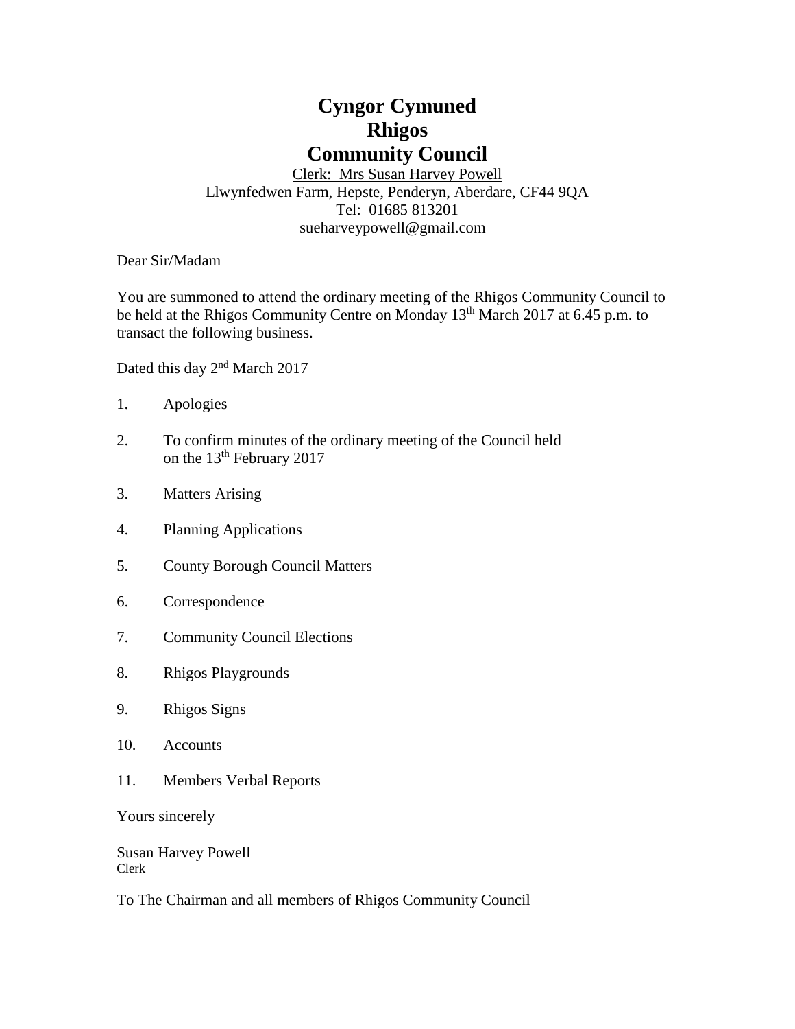# Cyngor Cymuned
# Rhigos
# Community Council

Clerk: Mrs Susan Harvey Powell
Llwynfedwen Farm, Hepste, Penderyn, Aberdare, CF44 9QA
Tel: 01685 813201
sueharveypowell@gmail.com

Dear Sir/Madam

You are summoned to attend the ordinary meeting of the Rhigos Community Council to be held at the Rhigos Community Centre on Monday 13th March 2017 at 6.45 p.m. to transact the following business.

Dated this day 2nd March 2017

1. Apologies
2. To confirm minutes of the ordinary meeting of the Council held on the 13th February 2017
3. Matters Arising
4. Planning Applications
5. County Borough Council Matters
6. Correspondence
7. Community Council Elections
8. Rhigos Playgrounds
9. Rhigos Signs
10. Accounts
11. Members Verbal Reports

Yours sincerely

Susan Harvey Powell
Clerk

To The Chairman and all members of Rhigos Community Council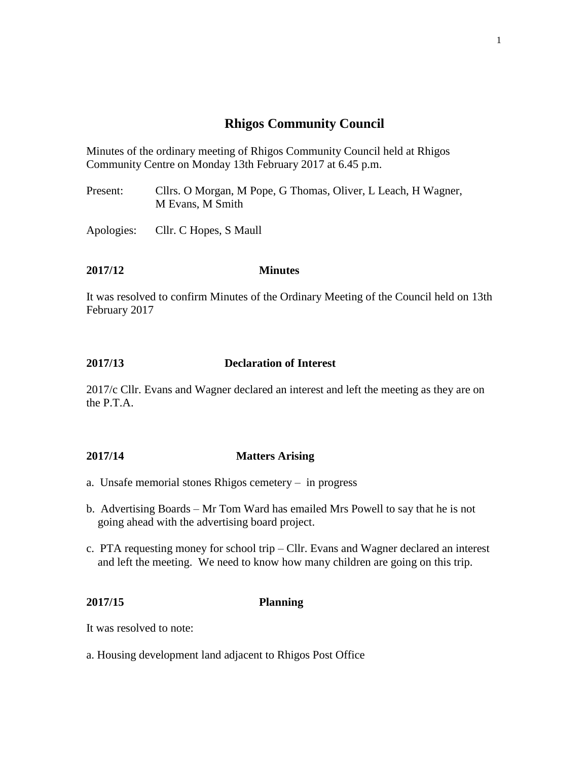# Rhigos Community Council

Minutes of the ordinary meeting of Rhigos Community Council held at Rhigos Community Centre on Monday 13th February 2017 at 6.45 p.m.

Present: Cllrs. O Morgan, M Pope, G Thomas, Oliver, L Leach, H Wagner, M Evans, M Smith

Apologies: Cllr. C Hopes, S Maull

**2017/12 Minutes**

It was resolved to confirm Minutes of the Ordinary Meeting of the Council held on 13th February 2017

**2017/13 Declaration of Interest**

2017/c Cllr. Evans and Wagner declared an interest and left the meeting as they are on the P.T.A.

**2017/14 Matters Arising**

a. Unsafe memorial stones Rhigos cemetery – in progress

b. Advertising Boards – Mr Tom Ward has emailed Mrs Powell to say that he is not going ahead with the advertising board project.

c. PTA requesting money for school trip – Cllr. Evans and Wagner declared an interest and left the meeting. We need to know how many children are going on this trip.

**2017/15 Planning**

It was resolved to note:

a. Housing development land adjacent to Rhigos Post Office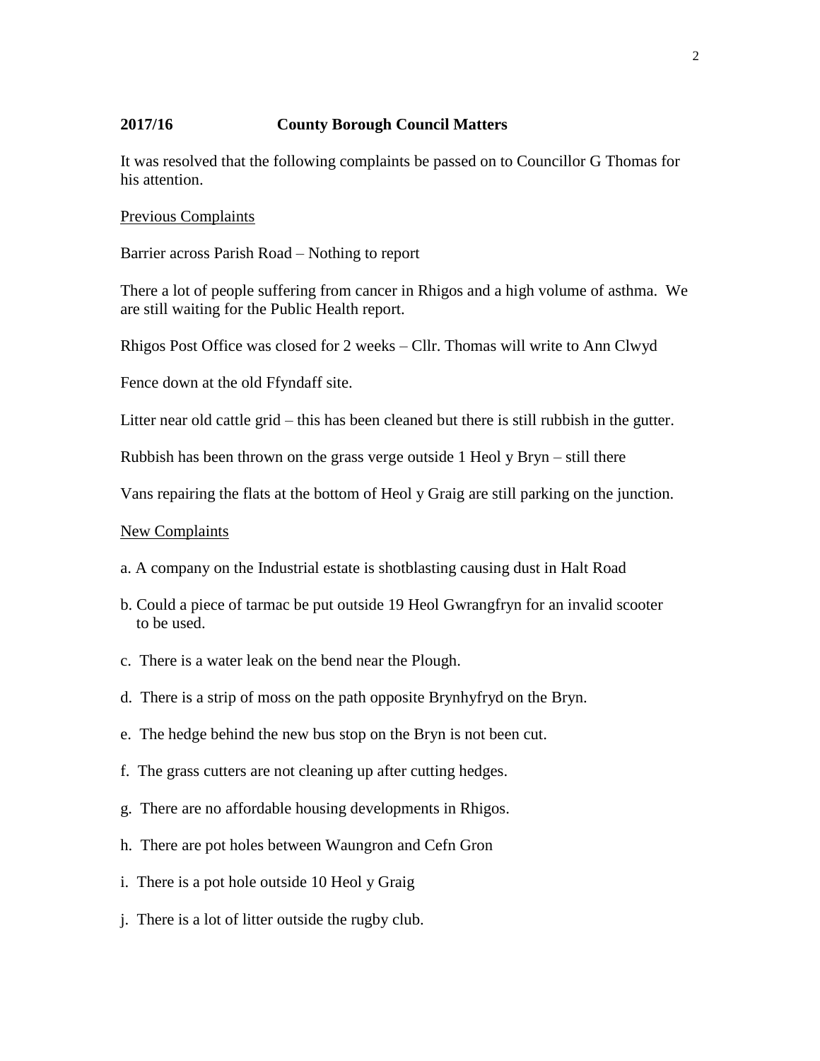**2017/16 County Borough Council Matters**

It was resolved that the following complaints be passed on to Councillor G Thomas for his attention.

Previous Complaints

Barrier across Parish Road – Nothing to report

There a lot of people suffering from cancer in Rhigos and a high volume of asthma. We are still waiting for the Public Health report.

Rhigos Post Office was closed for 2 weeks – Cllr. Thomas will write to Ann Clwyd

Fence down at the old Ffyndaff site.

Litter near old cattle grid – this has been cleaned but there is still rubbish in the gutter.

Rubbish has been thrown on the grass verge outside 1 Heol y Bryn – still there

Vans repairing the flats at the bottom of Heol y Graig are still parking on the junction.

New Complaints

a. A company on the Industrial estate is shotblasting causing dust in Halt Road

b. Could a piece of tarmac be put outside 19 Heol Gwrangfryn for an invalid scooter to be used.

c. There is a water leak on the bend near the Plough.

d. There is a strip of moss on the path opposite Brynhyfryd on the Bryn.

e. The hedge behind the new bus stop on the Bryn is not been cut.

f. The grass cutters are not cleaning up after cutting hedges.

g. There are no affordable housing developments in Rhigos.

h. There are pot holes between Waungron and Cefn Gron

i. There is a pot hole outside 10 Heol y Graig

j. There is a lot of litter outside the rugby club.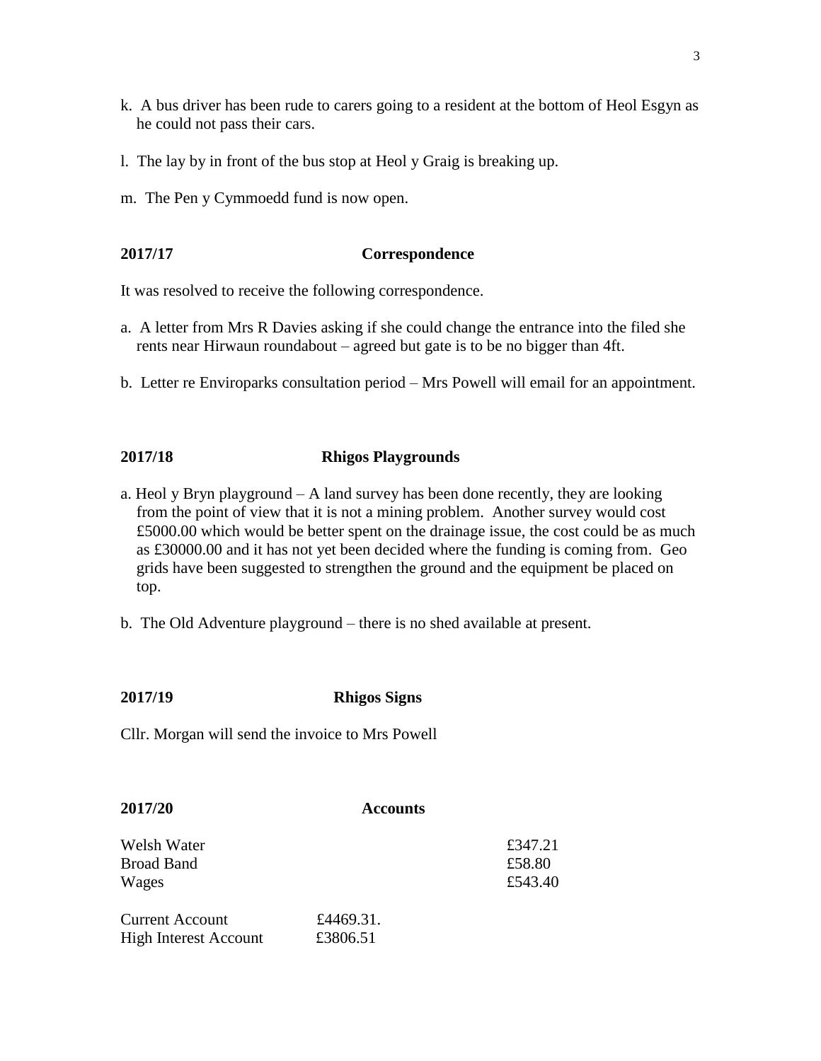k. A bus driver has been rude to carers going to a resident at the bottom of Heol Esgyn as he could not pass their cars.

l. The lay by in front of the bus stop at Heol y Graig is breaking up.

m. The Pen y Cymmoedd fund is now open.

**2017/17 Correspondence**

It was resolved to receive the following correspondence.

a. A letter from Mrs R Davies asking if she could change the entrance into the filed she rents near Hirwaun roundabout – agreed but gate is to be no bigger than 4ft.

b. Letter re Enviroparks consultation period – Mrs Powell will email for an appointment.

**2017/18 Rhigos Playgrounds**

a. Heol y Bryn playground – A land survey has been done recently, they are looking from the point of view that it is not a mining problem. Another survey would cost £5000.00 which would be better spent on the drainage issue, the cost could be as much as £30000.00 and it has not yet been decided where the funding is coming from. Geo grids have been suggested to strengthen the ground and the equipment be placed on top.

b. The Old Adventure playground – there is no shed available at present.

**2017/19 Rhigos Signs**

Cllr. Morgan will send the invoice to Mrs Powell

**2017/20 Accounts**

| | | |
|---|---|---|
| Welsh Water | | £347.21 |
| Broad Band | | £58.80 |
| Wages | | £543.40 |

| | |
|---|---|
| Current Account | £4469.31. |
| High Interest Account | £3806.51 |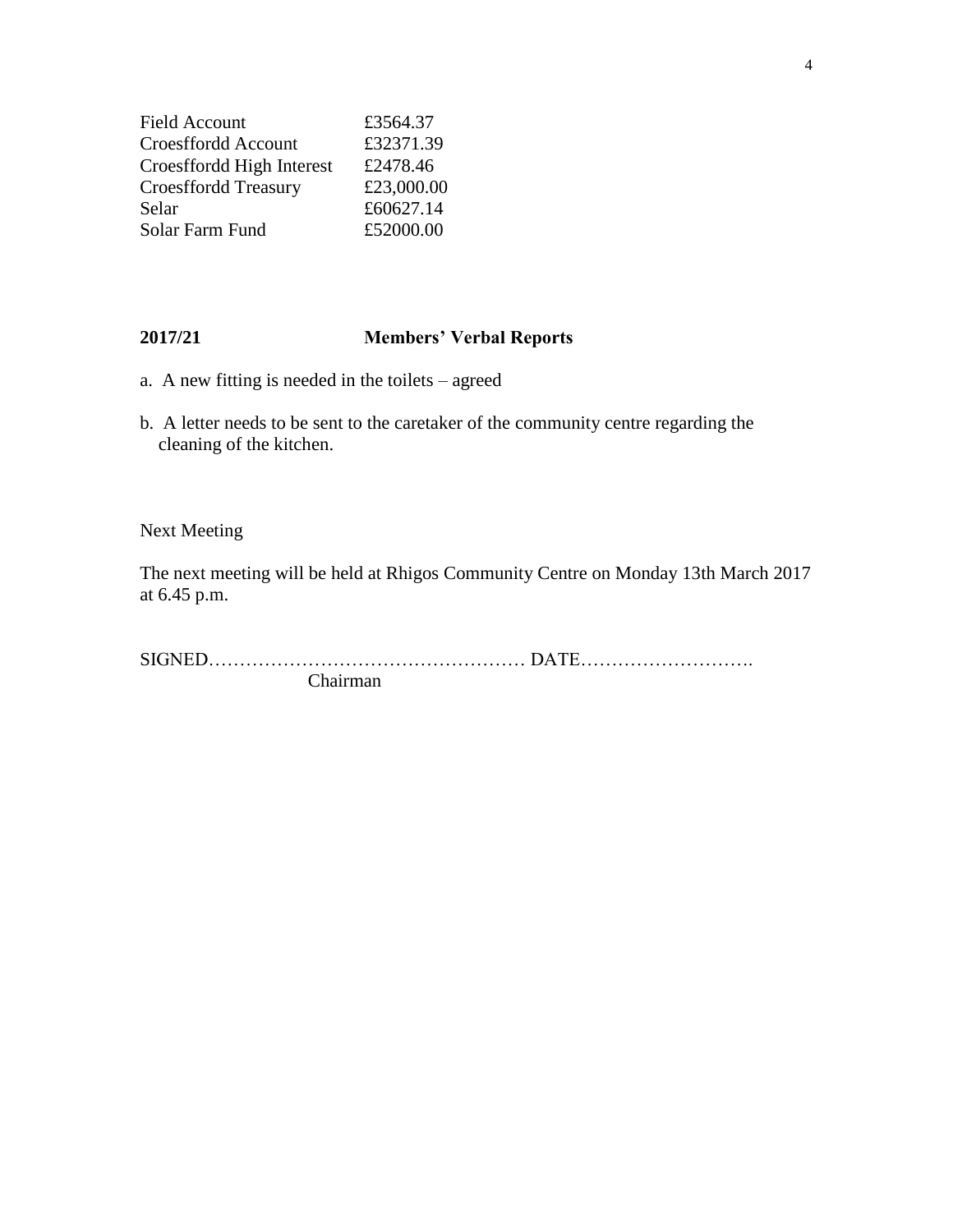| | |
|---|---|
| Field Account | £3564.37 |
| Croesffordd Account | £32371.39 |
| Croesffordd High Interest | £2478.46 |
| Croesffordd Treasury | £23,000.00 |
| Selar | £60627.14 |
| Solar Farm Fund | £52000.00 |

**2017/21 Members' Verbal Reports**

a. A new fitting is needed in the toilets – agreed

b. A letter needs to be sent to the caretaker of the community centre regarding the cleaning of the kitchen.

Next Meeting

The next meeting will be held at Rhigos Community Centre on Monday 13th March 2017 at 6.45 p.m.

SIGNED…………………………………………… DATE……………………….

Chairman